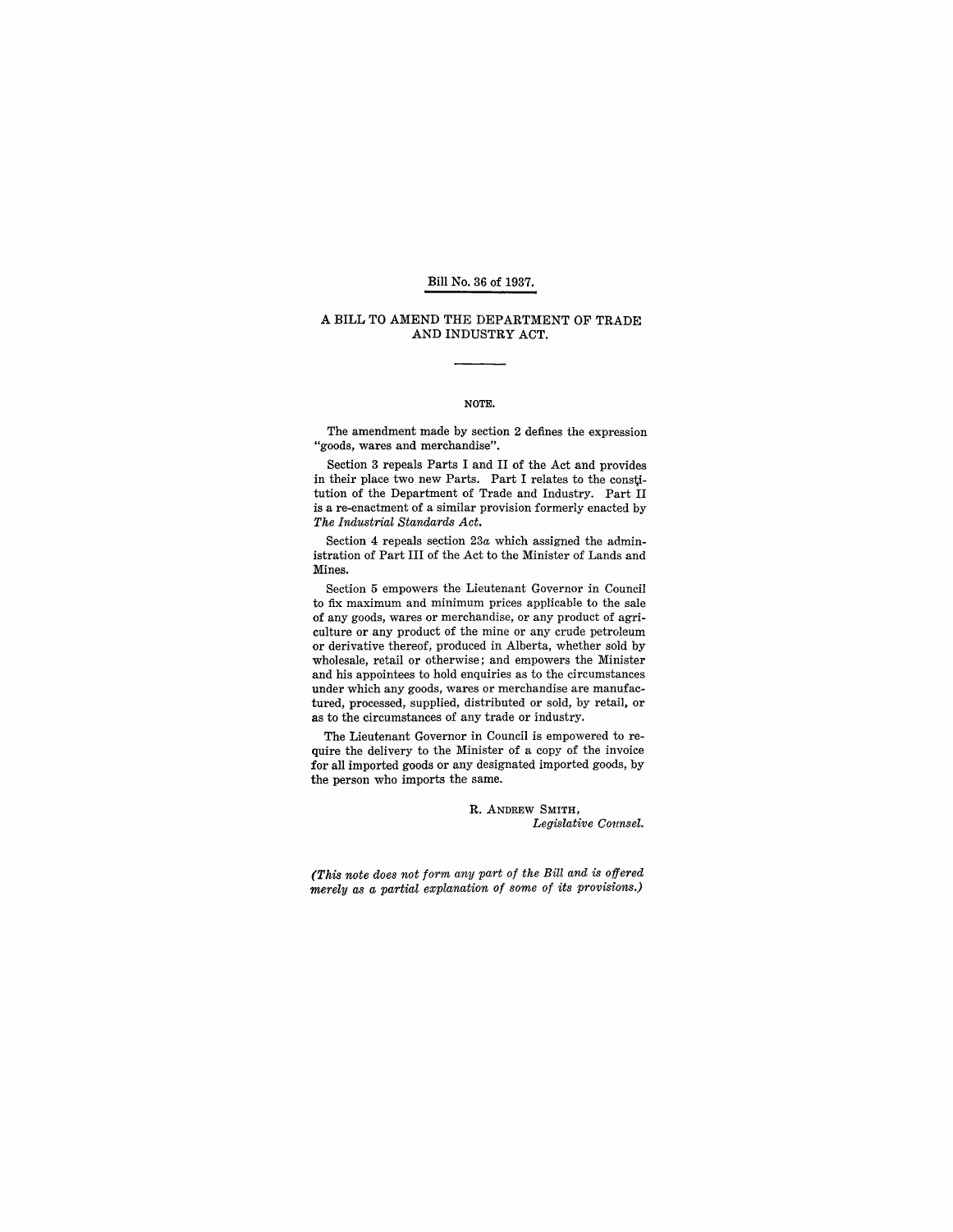Bill No. 36 of 1937.

# A BILL TO AMEND THE DEPARTMENT OF TRADE AND INDUSTRY ACT.

---

## NOTE.

The amendment made by section 2 defines the expression "goods, wares and merchandise".

Section 3 repeals Parts I and II of the Act and provides in their place two new Parts. Part I relates to the constitution of the Department of Trade and Industry. Part II is a re-enactment of a similar provision formerly enacted by *The Industrial Standards Act.*

Section 4 repeals section 23*a* which assigned the administration of Part III of the Act to the Minister of Lands and Mines.

Section 5 empowers the Lieutenant Governor in Council to fix maximum and minimum prices applicable to the sale of any goods, wares or merchandise, or any product of agriculture or any product of the mine or any crude petroleum or derivative thereof, produced in Alberta, whether sold by wholesale, retail or otherwise; and empowers the Minister and his appointees to hold enquiries as to the circumstances under which any goods, wares or merchandise are manufactured, processed, supplied, distributed or sold, by retail, or as to the circumstances of any trade or industry.

The Lieutenant Governor in Council is empowered to require the delivery to the Minister of a copy of the invoice for all imported goods or any designated imported goods, by the person who imports the same.

R. ANDREW SMITH,
*Legislative Counsel.*

*(This note does not form any part of the Bill and is offered merely as a partial explanation of some of its provisions.)*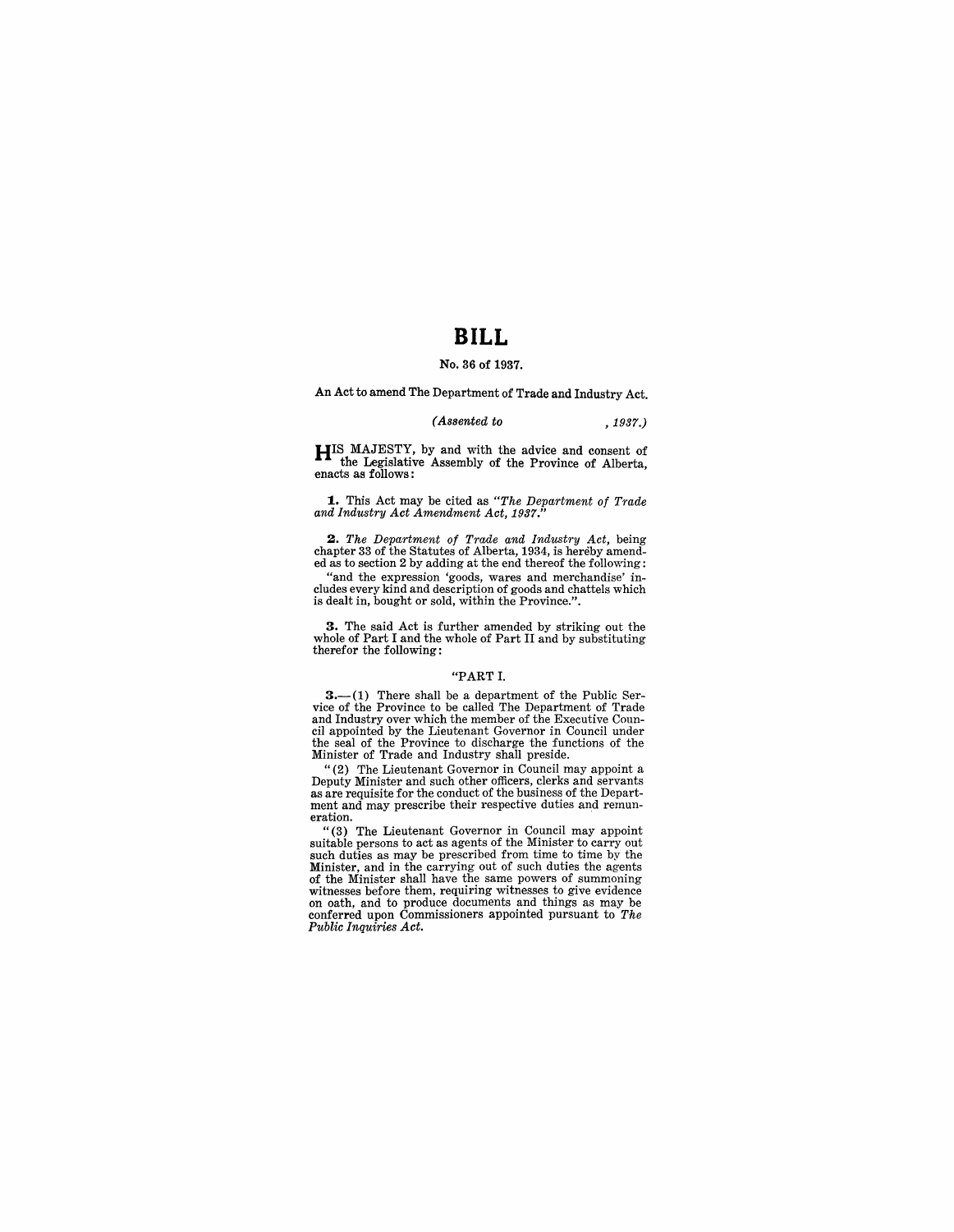# BILL

No. 36 of 1937.

An Act to amend The Department of Trade and Industry Act.

*(Assented to , 1937.)*

HIS MAJESTY, by and with the advice and consent of the Legislative Assembly of the Province of Alberta, enacts as follows:

**1.** This Act may be cited as *"The Department of Trade and Industry Act Amendment Act, 1937."*

**2.** *The Department of Trade and Industry Act*, being chapter 33 of the Statutes of Alberta, 1934, is hereby amended as to section 2 by adding at the end thereof the following:

"and the expression 'goods, wares and merchandise' includes every kind and description of goods and chattels which is dealt in, bought or sold, within the Province.".

**3.** The said Act is further amended by striking out the whole of Part I and the whole of Part II and by substituting therefor the following:

"PART I.

**3.**—(1) There shall be a department of the Public Service of the Province to be called The Department of Trade and Industry over which the member of the Executive Council appointed by the Lieutenant Governor in Council under the seal of the Province to discharge the functions of the Minister of Trade and Industry shall preside.

"(2) The Lieutenant Governor in Council may appoint a Deputy Minister and such other officers, clerks and servants as are requisite for the conduct of the business of the Department and may prescribe their respective duties and remuneration.

"(3) The Lieutenant Governor in Council may appoint suitable persons to act as agents of the Minister to carry out such duties as may be prescribed from time to time by the Minister, and in the carrying out of such duties the agents of the Minister shall have the same powers of summoning witnesses before them, requiring witnesses to give evidence on oath, and to produce documents and things as may be conferred upon Commissioners appointed pursuant to *The Public Inquiries Act.*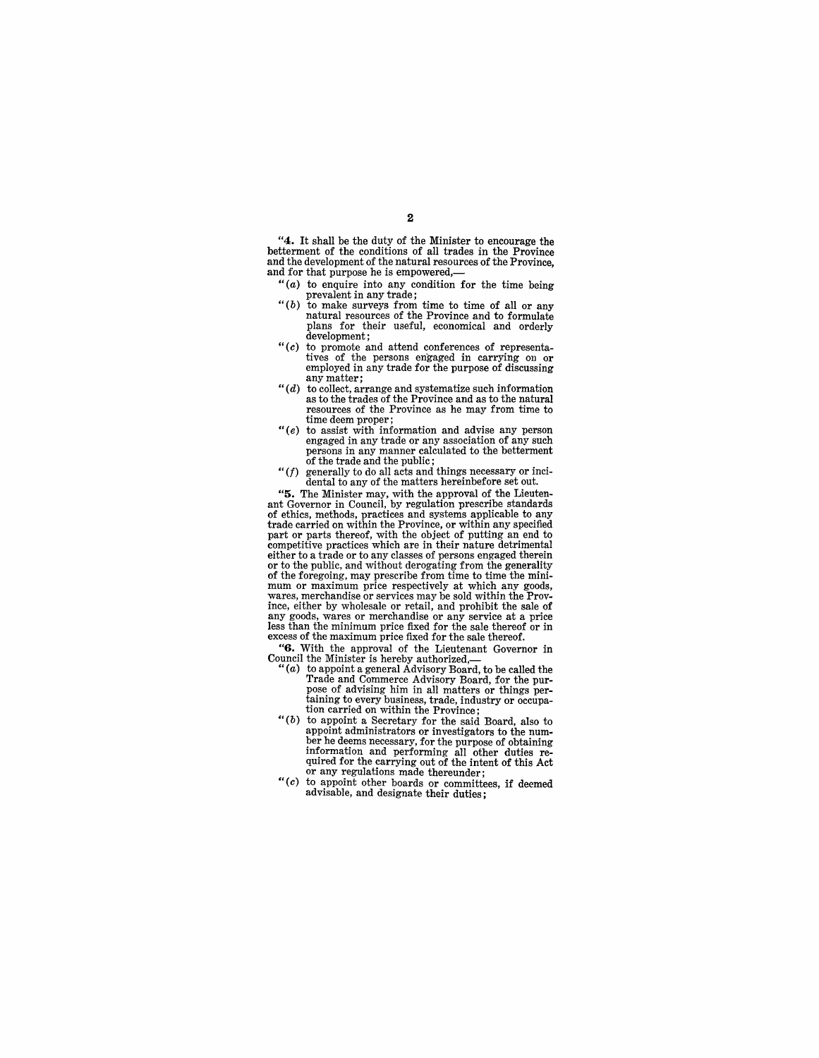"**4.** It shall be the duty of the Minister to encourage the betterment of the conditions of all trades in the Province and the development of the natural resources of the Province, and for that purpose he is empowered,—

"(*a*) to enquire into any condition for the time being prevalent in any trade;

"(*b*) to make surveys from time to time of all or any natural resources of the Province and to formulate plans for their useful, economical and orderly development;

"(*c*) to promote and attend conferences of representatives of the persons engaged in carrying on or employed in any trade for the purpose of discussing any matter;

"(*d*) to collect, arrange and systematize such information as to the trades of the Province and as to the natural resources of the Province as he may from time to time deem proper;

"(*e*) to assist with information and advise any person engaged in any trade or any association of any such persons in any manner calculated to the betterment of the trade and the public;

"(*f*) generally to do all acts and things necessary or incidental to any of the matters hereinbefore set out.

"**5.** The Minister may, with the approval of the Lieutenant Governor in Council, by regulation prescribe standards of ethics, methods, practices and systems applicable to any trade carried on within the Province, or within any specified part or parts thereof, with the object of putting an end to competitive practices which are in their nature detrimental either to a trade or to any classes of persons engaged therein or to the public, and without derogating from the generality of the foregoing, may prescribe from time to time the minimum or maximum price respectively at which any goods, wares, merchandise or services may be sold within the Province, either by wholesale or retail, and prohibit the sale of any goods, wares or merchandise or any service at a price less than the minimum price fixed for the sale thereof or in excess of the maximum price fixed for the sale thereof.

"**6.** With the approval of the Lieutenant Governor in Council the Minister is hereby authorized,—

"(*a*) to appoint a general Advisory Board, to be called the Trade and Commerce Advisory Board, for the purpose of advising him in all matters or things pertaining to every business, trade, industry or occupation carried on within the Province;

"(*b*) to appoint a Secretary for the said Board, also to appoint administrators or investigators to the number he deems necessary, for the purpose of obtaining information and performing all other duties required for the carrying out of the intent of this Act or any regulations made thereunder;

"(*c*) to appoint other boards or committees, if deemed advisable, and designate their duties;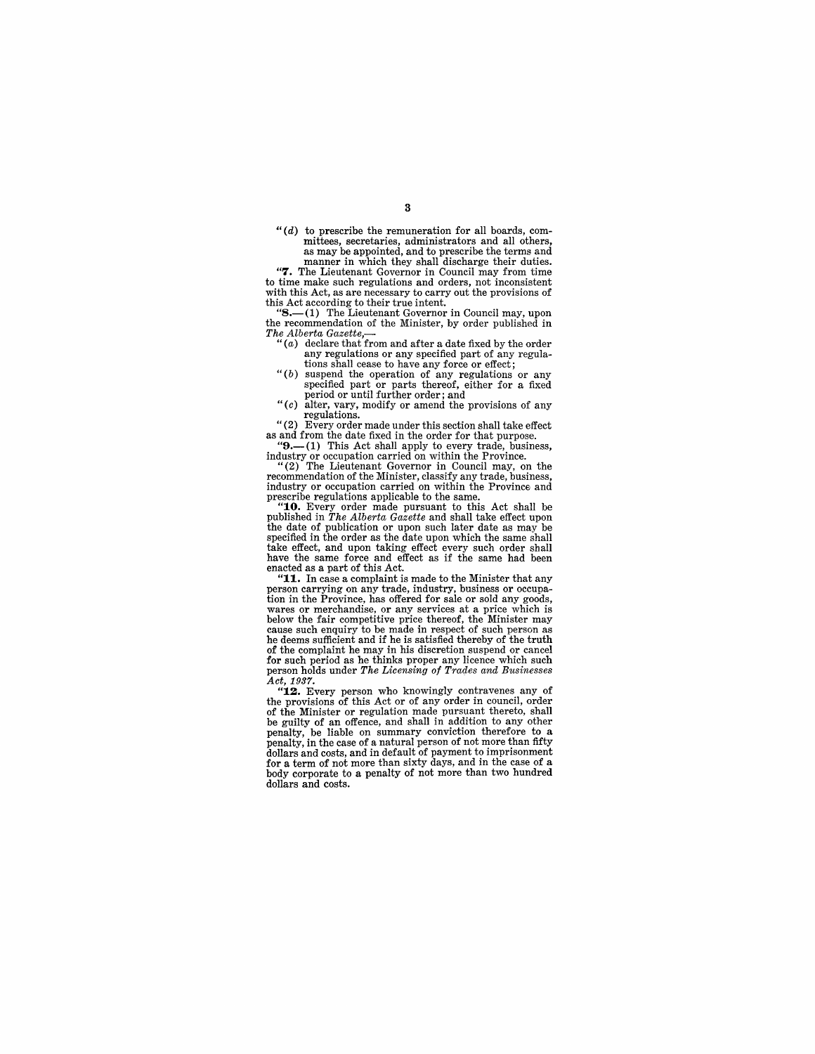"(d) to prescribe the remuneration for all boards, committees, secretaries, administrators and all others, as may be appointed, and to prescribe the terms and manner in which they shall discharge their duties.

"**7.** The Lieutenant Governor in Council may from time to time make such regulations and orders, not inconsistent with this Act, as are necessary to carry out the provisions of this Act according to their true intent.

"**8.**—(1) The Lieutenant Governor in Council may, upon the recommendation of the Minister, by order published in *The Alberta Gazette*,—

"(a) declare that from and after a date fixed by the order any regulations or any specified part of any regulations shall cease to have any force or effect;

"(b) suspend the operation of any regulations or any specified part or parts thereof, either for a fixed period or until further order; and

"(c) alter, vary, modify or amend the provisions of any regulations.

"(2) Every order made under this section shall take effect as and from the date fixed in the order for that purpose.

"**9.**—(1) This Act shall apply to every trade, business, industry or occupation carried on within the Province.

"(2) The Lieutenant Governor in Council may, on the recommendation of the Minister, classify any trade, business, industry or occupation carried on within the Province and prescribe regulations applicable to the same.

"**10.** Every order made pursuant to this Act shall be published in *The Alberta Gazette* and shall take effect upon the date of publication or upon such later date as may be specified in the order as the date upon which the same shall take effect, and upon taking effect every such order shall have the same force and effect as if the same had been enacted as a part of this Act.

"**11.** In case a complaint is made to the Minister that any person carrying on any trade, industry, business or occupation in the Province, has offered for sale or sold any goods, wares or merchandise, or any services at a price which is below the fair competitive price thereof, the Minister may cause such enquiry to be made in respect of such person as he deems sufficient and if he is satisfied thereby of the truth of the complaint he may in his discretion suspend or cancel for such period as he thinks proper any licence which such person holds under *The Licensing of Trades and Businesses Act, 1937*.

"**12.** Every person who knowingly contravenes any of the provisions of this Act or of any order in council, order of the Minister or regulation made pursuant thereto, shall be guilty of an offence, and shall in addition to any other penalty, be liable on summary conviction therefore to a penalty, in the case of a natural person of not more than fifty dollars and costs, and in default of payment to imprisonment for a term of not more than sixty days, and in the case of a body corporate to a penalty of not more than two hundred dollars and costs.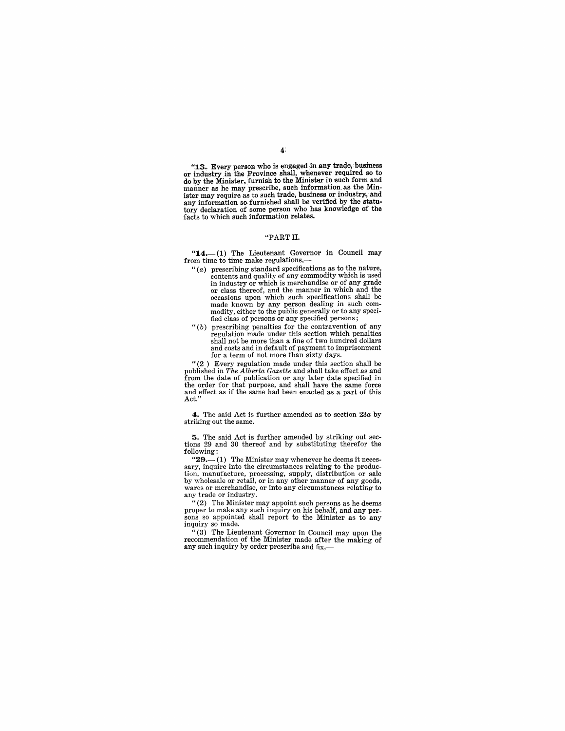"**13.** Every person who is engaged in any trade, business or industry in the Province shall, whenever required so to do by the Minister, furnish to the Minister in such form and manner as he may prescribe, such information as the Minister may require as to such trade, business or industry, and any information so furnished shall be verified by the statutory declaration of some person who has knowledge of the facts to which such information relates.

"PART II.

"**14.**—(1) The Lieutenant Governor in Council may from time to time make regulations,—

"(*a*) prescribing standard specifications as to the nature, contents and quality of any commodity which is used in industry or which is merchandise or of any grade or class thereof, and the manner in which and the occasions upon which such specifications shall be made known by any person dealing in such commodity, either to the public generally or to any specified class of persons or any specified persons;

"(*b*) prescribing penalties for the contravention of any regulation made under this section which penalties shall not be more than a fine of two hundred dollars and costs and in default of payment to imprisonment for a term of not more than sixty days.

"(2) Every regulation made under this section shall be published in *The Alberta Gazette* and shall take effect as and from the date of publication or any later date specified in the order for that purpose, and shall have the same force and effect as if the same had been enacted as a part of this Act."

**4.** The said Act is further amended as to section 23*a* by striking out the same.

**5.** The said Act is further amended by striking out sections 29 and 30 thereof and by substituting therefor the following:

"**29.**—(1) The Minister may whenever he deems it necessary, inquire into the circumstances relating to the production, manufacture, processing, supply, distribution or sale by wholesale or retail, or in any other manner of any goods, wares or merchandise, or into any circumstances relating to any trade or industry.

"(2) The Minister may appoint such persons as he deems proper to make any such inquiry on his behalf, and any persons so appointed shall report to the Minister as to any inquiry so made.

"(3) The Lieutenant Governor in Council may upon the recommendation of the Minister made after the making of any such inquiry by order prescribe and fix,—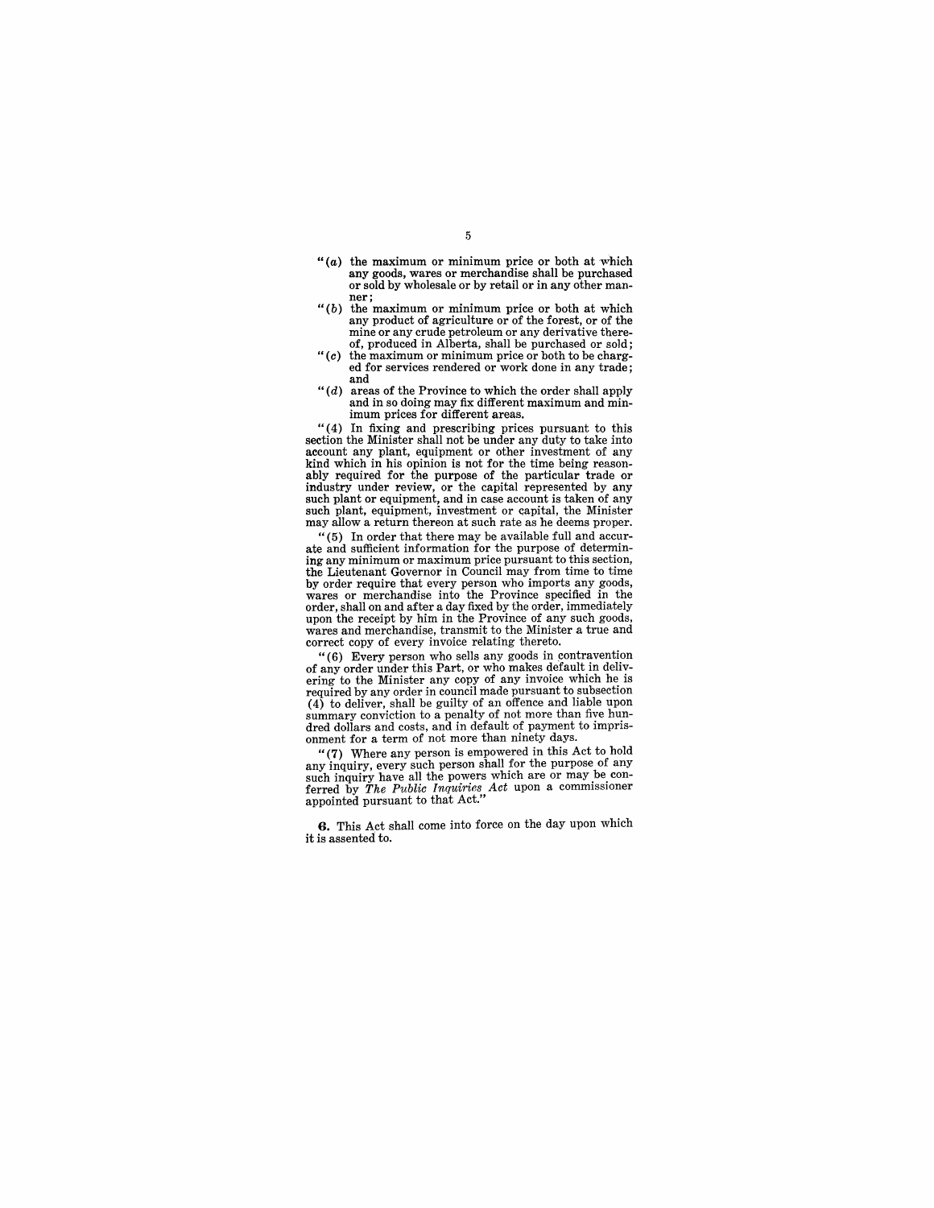"(*a*) the maximum or minimum price or both at which any goods, wares or merchandise shall be purchased or sold by wholesale or by retail or in any other manner;

"(*b*) the maximum or minimum price or both at which any product of agriculture or of the forest, or of the mine or any crude petroleum or any derivative thereof, produced in Alberta, shall be purchased or sold;

"(*c*) the maximum or minimum price or both to be charged for services rendered or work done in any trade; and

"(*d*) areas of the Province to which the order shall apply and in so doing may fix different maximum and minimum prices for different areas.

"(4) In fixing and prescribing prices pursuant to this section the Minister shall not be under any duty to take into account any plant, equipment or other investment of any kind which in his opinion is not for the time being reasonably required for the purpose of the particular trade or industry under review, or the capital represented by any such plant or equipment, and in case account is taken of any such plant, equipment, investment or capital, the Minister may allow a return thereon at such rate as he deems proper.

"(5) In order that there may be available full and accurate and sufficient information for the purpose of determining any minimum or maximum price pursuant to this section, the Lieutenant Governor in Council may from time to time by order require that every person who imports any goods, wares or merchandise into the Province specified in the order, shall on and after a day fixed by the order, immediately upon the receipt by him in the Province of any such goods, wares and merchandise, transmit to the Minister a true and correct copy of every invoice relating thereto.

"(6) Every person who sells any goods in contravention of any order under this Part, or who makes default in delivering to the Minister any copy of any invoice which he is required by any order in council made pursuant to subsection (4) to deliver, shall be guilty of an offence and liable upon summary conviction to a penalty of not more than five hundred dollars and costs, and in default of payment to imprisonment for a term of not more than ninety days.

"(7) Where any person is empowered in this Act to hold any inquiry, every such person shall for the purpose of any such inquiry have all the powers which are or may be conferred by *The Public Inquiries Act* upon a commissioner appointed pursuant to that Act."

**6.** This Act shall come into force on the day upon which it is assented to.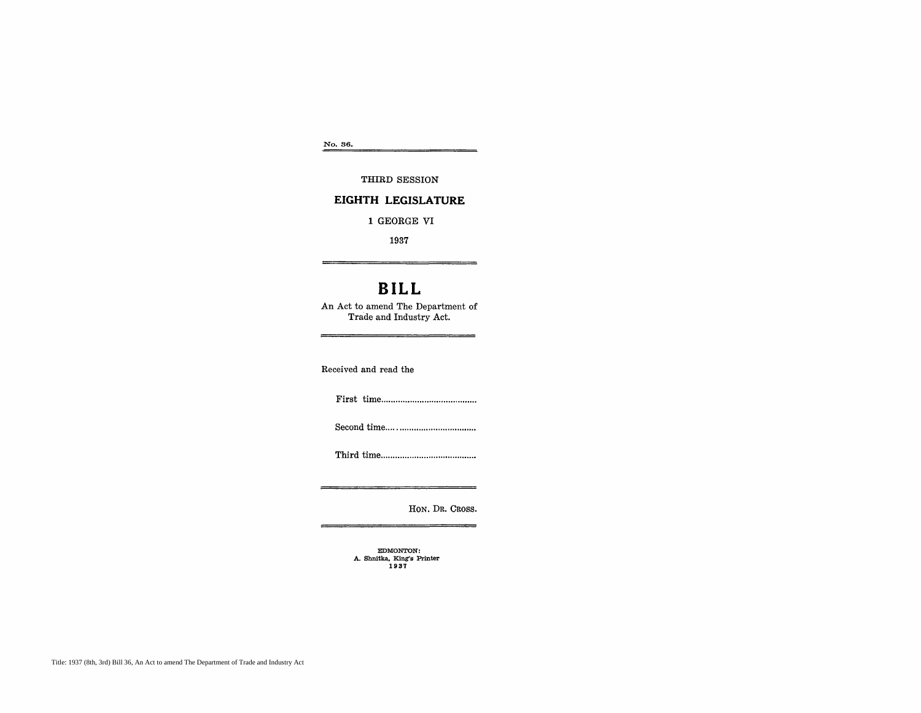No. 36.

THIRD SESSION

**EIGHTH LEGISLATURE**

1 GEORGE VI

1937

# BILL

An Act to amend The Department of Trade and Industry Act.

Received and read the

First time........................................

Second time......................................

Third time........................................

HON. DR. CROSS.

EDMONTON:
A. Shnitka, King's Printer
1937

Title: 1937 (8th, 3rd) Bill 36, An Act to amend The Department of Trade and Industry Act